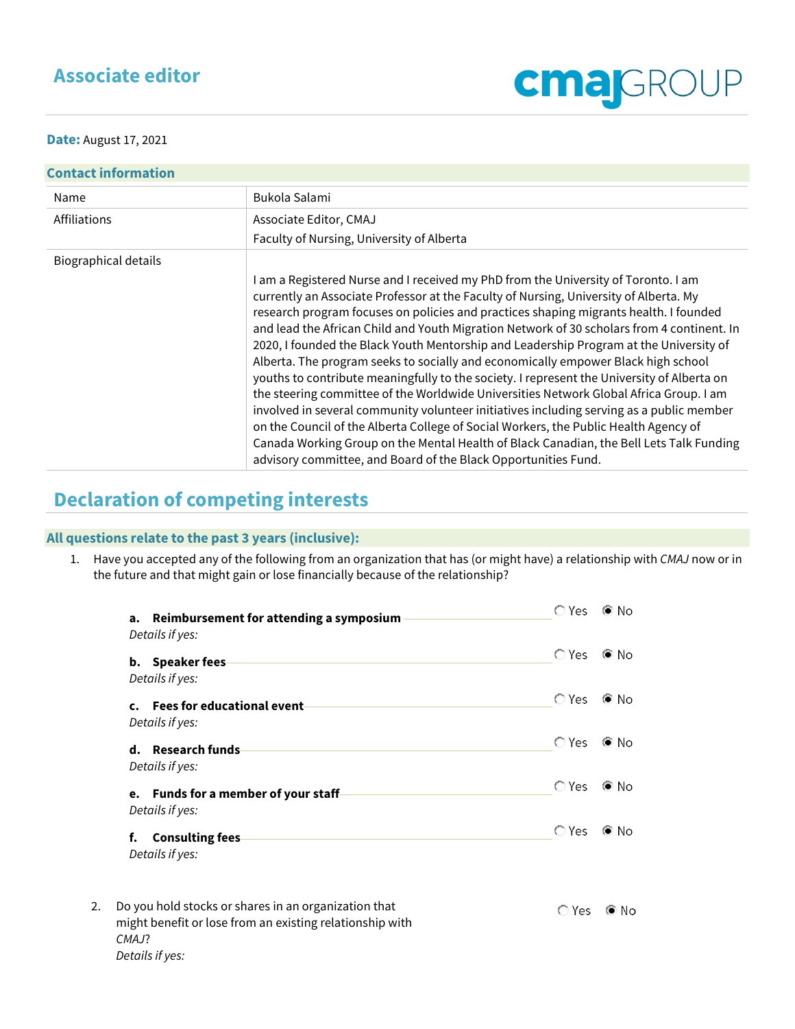# Associate editor

cmajGROUP

**Date:** August 17, 2021

## Contact information

| Name | Bukola Salami |
|---|---|
| Affiliations | Associate Editor, CMAJ<br>Faculty of Nursing, University of Alberta |
| Biographical details | I am a Registered Nurse and I received my PhD from the University of Toronto. I am currently an Associate Professor at the Faculty of Nursing, University of Alberta. My research program focuses on policies and practices shaping migrants health. I founded and lead the African Child and Youth Migration Network of 30 scholars from 4 continent. In 2020, I founded the Black Youth Mentorship and Leadership Program at the University of Alberta. The program seeks to socially and economically empower Black high school youths to contribute meaningfully to the society. I represent the University of Alberta on the steering committee of the Worldwide Universities Network Global Africa Group. I am involved in several community volunteer initiatives including serving as a public member on the Council of the Alberta College of Social Workers, the Public Health Agency of Canada Working Group on the Mental Health of Black Canadian, the Bell Lets Talk Funding advisory committee, and Board of the Black Opportunities Fund. |

# Declaration of competing interests

## All questions relate to the past 3 years (inclusive):

1. Have you accepted any of the following from an organization that has (or might have) a relationship with *CMAJ* now or in the future and that might gain or lose financially because of the relationship?

   **a. Reimbursement for attending a symposium** — ○ Yes ● No
   *Details if yes:*

   **b. Speaker fees** — ○ Yes ● No
   *Details if yes:*

   **c. Fees for educational event** — ○ Yes ● No
   *Details if yes:*

   **d. Research funds** — ○ Yes ● No
   *Details if yes:*

   **e. Funds for a member of your staff** — ○ Yes ● No
   *Details if yes:*

   **f. Consulting fees** — ○ Yes ● No
   *Details if yes:*

2. Do you hold stocks or shares in an organization that might benefit or lose from an existing relationship with *CMAJ*? — ○ Yes ● No
   *Details if yes:*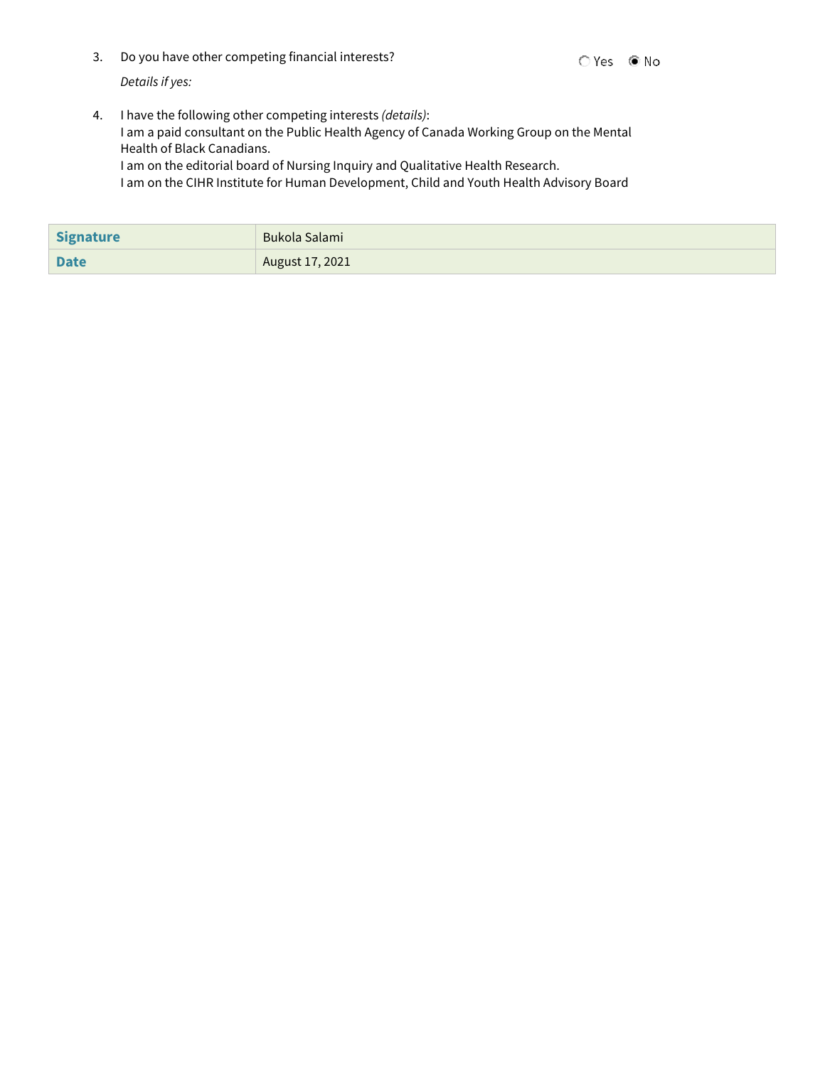3. Do you have other competing financial interests? ○ Yes ◉ No

   *Details if yes:*

4. I have the following other competing interests *(details)*:
   I am a paid consultant on the Public Health Agency of Canada Working Group on the Mental Health of Black Canadians.
   I am on the editorial board of Nursing Inquiry and Qualitative Health Research.
   I am on the CIHR Institute for Human Development, Child and Youth Health Advisory Board

| | |
|---|---|
| **Signature** | Bukola Salami |
| **Date** | August 17, 2021 |